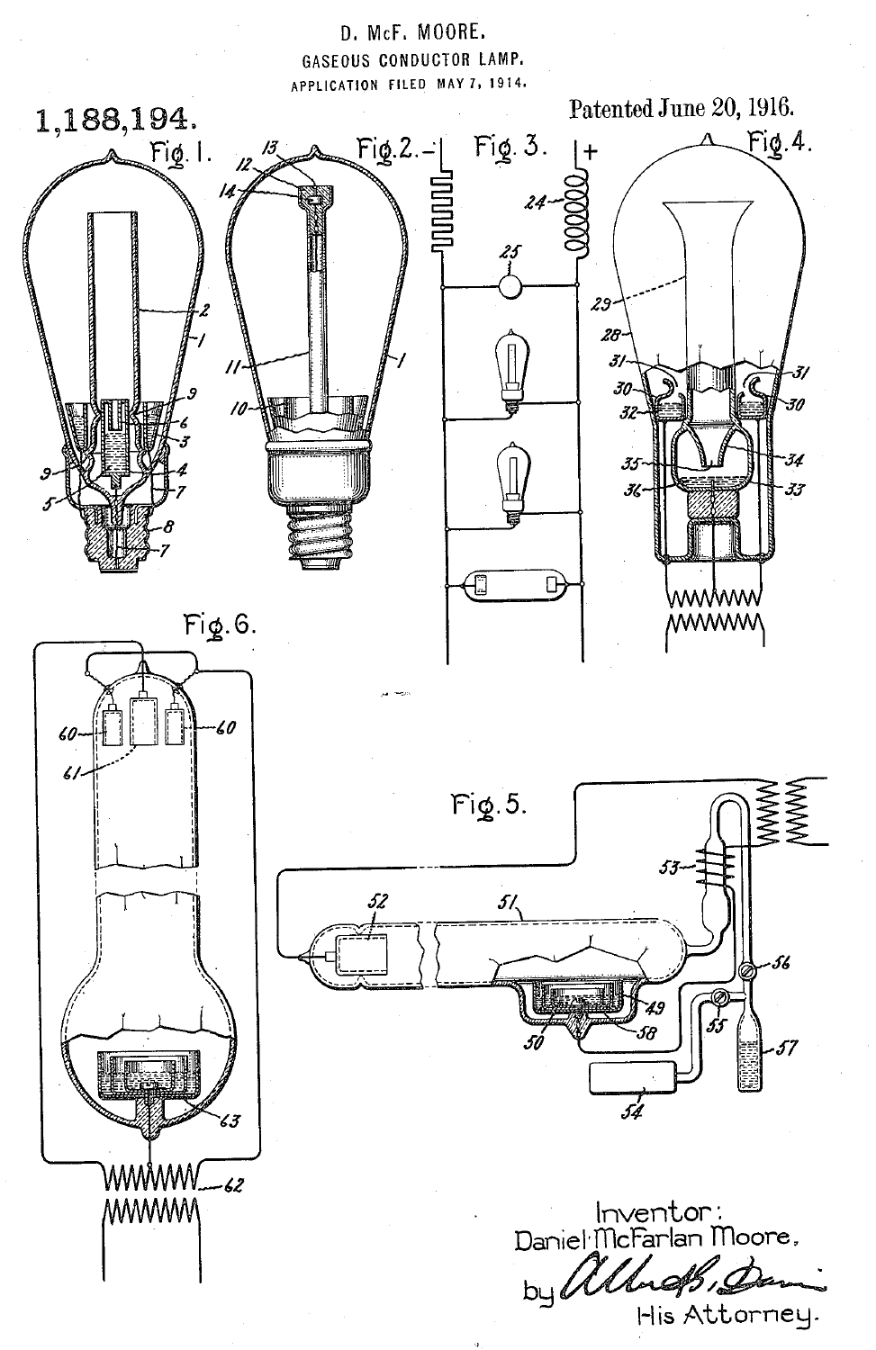D. McF. MOORE.

GASEOUS CONDUCTOR LAMP.

APPLICATION FILED MAY 7, 1914.

**1,188,194.**

Patented June 20, 1916.

Fig. 1. Fig. 2. Fig. 3. Fig. 4. Fig. 5. Fig. 6.

Inventor:
Daniel McFarlan Moore,
by Albert G. Davis
His Attorney.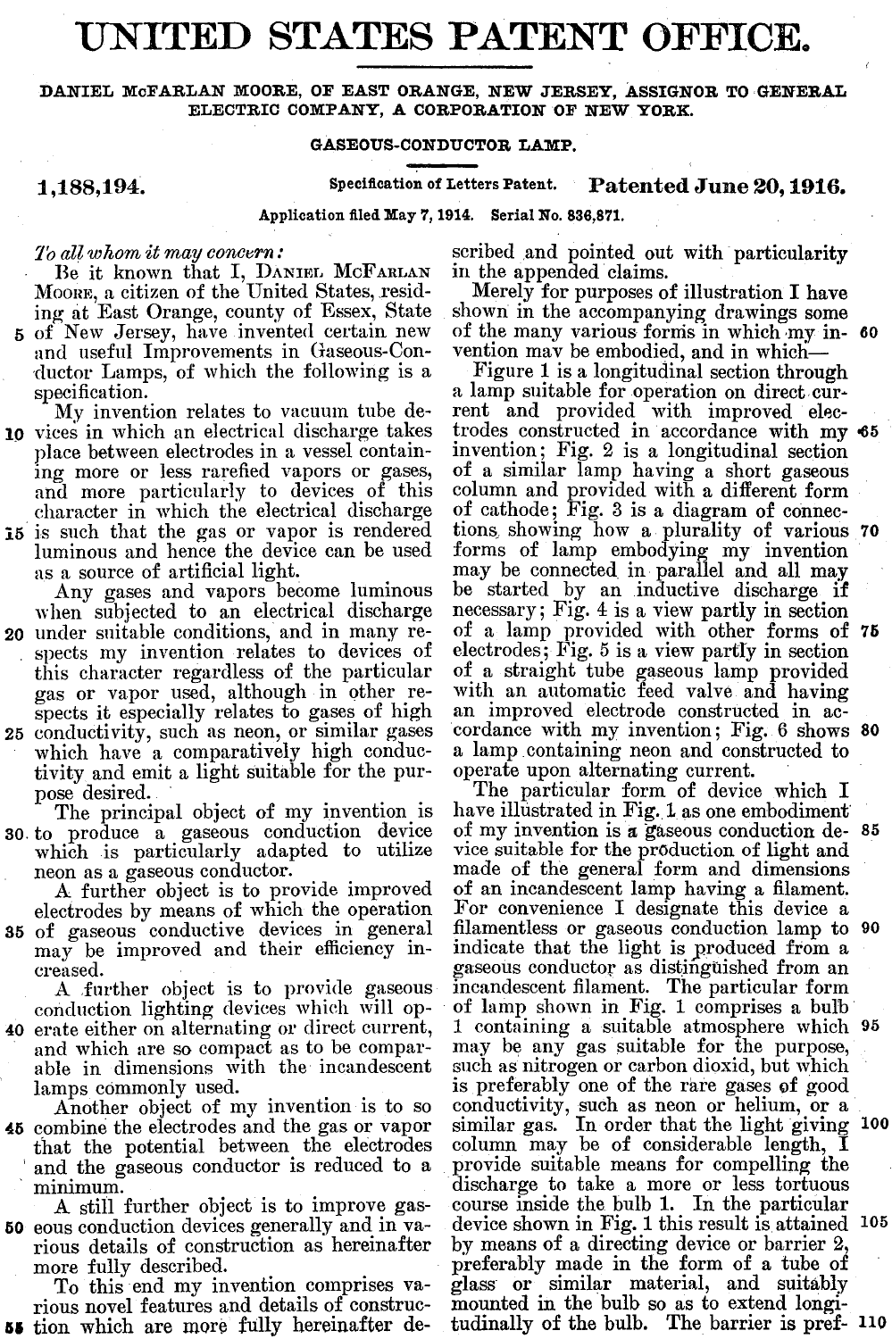# UNITED STATES PATENT OFFICE.

DANIEL McFARLAN MOORE, OF EAST ORANGE, NEW JERSEY, ASSIGNOR TO GENERAL ELECTRIC COMPANY, A CORPORATION OF NEW YORK.

## GASEOUS-CONDUCTOR LAMP.

**1,188,194.** Specification of Letters Patent. **Patented June 20, 1916.**

Application filed May 7, 1914. Serial No. 836,871.

*To all whom it may concern:*

Be it known that I, DANIEL McFARLAN MOORE, a citizen of the United States, residing at East Orange, county of Essex, State of New Jersey, have invented certain new and useful Improvements in Gaseous-Conductor Lamps, of which the following is a specification.

My invention relates to vacuum tube devices in which an electrical discharge takes place between electrodes in a vessel containing more or less rarefied vapors or gases, and more particularly to devices of this character in which the electrical discharge is such that the gas or vapor is rendered luminous and hence the device can be used as a source of artificial light.

Any gases and vapors become luminous when subjected to an electrical discharge under suitable conditions, and in many respects my invention relates to devices of this character regardless of the particular gas or vapor used, although in other respects it especially relates to gases of high conductivity, such as neon, or similar gases which have a comparatively high conductivity and emit a light suitable for the purpose desired.

The principal object of my invention is to produce a gaseous conduction device which is particularly adapted to utilize neon as a gaseous conductor.

A further object is to provide improved electrodes by means of which the operation of gaseous conductive devices in general may be improved and their efficiency increased.

A further object is to provide gaseous conduction lighting devices which will operate either on alternating or direct current, and which are so compact as to be comparable in dimensions with the incandescent lamps commonly used.

Another object of my invention is to so combine the electrodes and the gas or vapor that the potential between the electrodes and the gaseous conductor is reduced to a minimum.

A still further object is to improve gaseous conduction devices generally and in various details of construction as hereinafter more fully described.

To this end my invention comprises various novel features and details of construction which are more fully hereinafter described and pointed out with particularity in the appended claims.

Merely for purposes of illustration I have shown in the accompanying drawings some of the many various forms in which my invention mav be embodied, and in which—

Figure 1 is a longitudinal section through a lamp suitable for operation on direct current and provided with improved electrodes constructed in accordance with my invention; Fig. 2 is a longitudinal section of a similar lamp having a short gaseous column and provided with a different form of cathode; Fig. 3 is a diagram of connections, showing how a plurality of various forms of lamp embodying my invention may be connected in parallel and all may be started by an inductive discharge if necessary; Fig. 4 is a view partly in section of a lamp provided with other forms of electrodes; Fig. 5 is a view partly in section of a straight tube gaseous lamp provided with an automatic feed valve and having an improved electrode constructed in accordance with my invention; Fig. 6 shows a lamp containing neon and constructed to operate upon alternating current.

The particular form of device which I have illustrated in Fig. 1 as one embodiment of my invention is a gaseous conduction device suitable for the production of light and made of the general form and dimensions of an incandescent lamp having a filament. For convenience I designate this device a filamentless or gaseous conduction lamp to indicate that the light is produced from a gaseous conductor as distinguished from an incandescent filament. The particular form of lamp shown in Fig. 1 comprises a bulb 1 containing a suitable atmosphere which may be any gas suitable for the purpose, such as nitrogen or carbon dioxid, but which is preferably one of the rare gases of good conductivity, such as neon or helium, or a similar gas. In order that the light giving column may be of considerable length, I provide suitable means for compelling the discharge to take a more or less tortuous course inside the bulb 1. In the particular device shown in Fig. 1 this result is attained by means of a directing device or barrier 2, preferably made in the form of a tube of glass or similar material, and suitably mounted in the bulb so as to extend longitudinally of the bulb. The barrier is pref-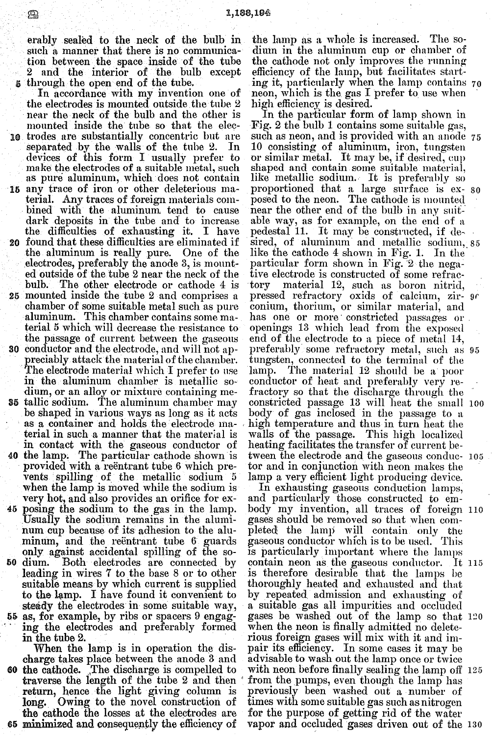erably sealed to the neck of the bulb in such a manner that there is no communication between the space inside of the tube 2 and the interior of the bulb except through the open end of the tube.

In accordance with my invention one of the electrodes is mounted outside the tube 2 near the neck of the bulb and the other is mounted inside the tube so that the electrodes are substantially concentric but are separated by the walls of the tube 2. In devices of this form I usually prefer to make the electrodes of a suitable metal, such as pure aluminum, which does not contain any trace of iron or other deleterious material. Any traces of foreign materials combined with the aluminum tend to cause dark deposits in the tube and to increase the difficulties of exhausting it. I have found that these difficulties are eliminated if the aluminum is really pure. One of the electrodes, preferably the anode 3, is mounted outside of the tube 2 near the neck of the bulb. The other electrode or cathode 4 is mounted inside the tube 2 and comprises a chamber of some suitable metal such as pure aluminum. This chamber contains some material 5 which will decrease the resistance to the passage of current between the gaseous conductor and the electrode, and will not appreciably attack the material of the chamber. The electrode material which I prefer to use in the aluminum chamber is metallic sodium, or an alloy or mixture containing metallic sodium. The aluminum chamber may be shaped in various ways as long as it acts as a container and holds the electrode material in such a manner that the material is in contact with the gaseous conductor of the lamp. The particular cathode shown is provided with a reëntrant tube 6 which prevents spilling of the metallic sodium 5 when the lamp is moved while the sodium is very hot, and also provides an orifice for exposing the sodium to the gas in the lamp. Usually the sodium remains in the aluminum cup because of its adhesion to the aluminum, and the reëntrant tube 6 guards only against accidental spilling of the sodium. Both electrodes are connected by leading in wires 7 to the base 8 or to other suitable means by which current is supplied to the lamp. I have found it convenient to steady the electrodes in some suitable way, as, for example, by ribs or spacers 9 engaging the electrodes and preferably formed in the tube 2.

When the lamp is in operation the discharge takes place between the anode 3 and the cathode. The discharge is compelled to traverse the length of the tube 2 and then return, hence the light giving column is long. Owing to the novel construction of the cathode the losses at the electrodes are minimized and consequently the efficiency of the lamp as a whole is increased. The sodium in the aluminum cup or chamber of the cathode not only improves the running efficiency of the lamp, but facilitates starting it, particularly when the lamp contains neon, which is the gas I prefer to use when high efficiency is desired.

In the particular form of lamp shown in Fig. 2 the bulb 1 contains some suitable gas, such as neon, and is provided with an anode 10 consisting of aluminum, iron, tungsten or similar metal. It may be, if desired, cup shaped and contain some suitable material, like metallic sodium. It is preferably so proportioned that a large surface is exposed to the neon. The cathode is mounted near the other end of the bulb in any suitable way, as for example, on the end of a pedestal 11. It may be constructed, if desired, of aluminum and metallic sodium, like the cathode 4 shown in Fig. 1. In the particular form shown in Fig. 2 the negative electrode is constructed of some refractory material 12, such as boron nitrid, pressed refractory oxids of calcium, zirconium, thorium, or similar material, and has one or more constricted passages or openings 13 which lead from the exposed end of the electrode to a piece of metal 14, preferably some refractory metal, such as tungsten, connected to the terminal of the lamp. The material 12 should be a poor conductor of heat and preferably very refractory so that the discharge through the constricted passage 13 will heat the small body of gas inclosed in the passage to a high temperature and thus in turn heat the walls of the passage. This high localized heating facilitates the transfer of current between the electrode and the gaseous conductor and in conjunction with neon makes the lamp a very efficient light producing device.

In exhausting gaseous conduction lamps, and particularly those constructed to embody my invention, all traces of foreign gases should be removed so that when completed the lamp will contain only the gaseous conductor which is to be used. This is particularly important where the lamps contain neon as the gaseous conductor. It is therefore desirable that the lamps be thoroughly heated and exhausted and that by repeated admission and exhausting of a suitable gas all impurities and occluded gases be washed out of the lamp so that when the neon is finally admitted no deleterious foreign gases will mix with it and impair its efficiency. In some cases it may be advisable to wash out the lamp once or twice with neon before finally sealing the lamp off from the pumps, even though the lamp has previously been washed out a number of times with some suitable gas such as nitrogen for the purpose of getting rid of the water vapor and occluded gases driven out of the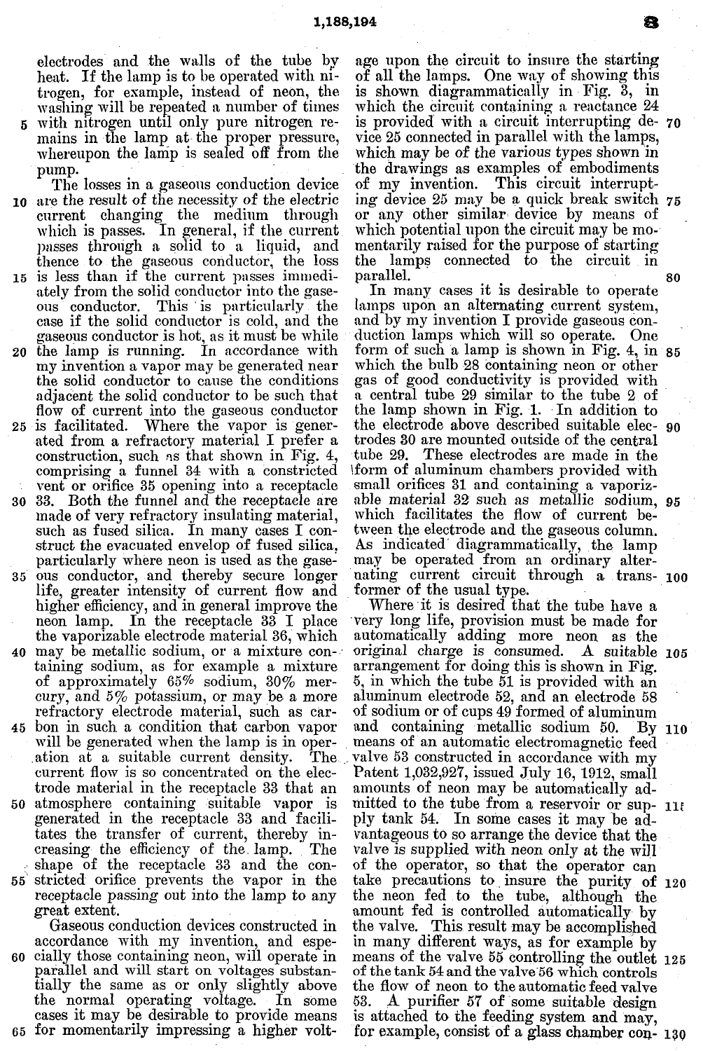electrodes and the walls of the tube by heat. If the lamp is to be operated with nitrogen, for example, instead of neon, the washing will be repeated a number of times with nitrogen until only pure nitrogen remains in the lamp at the proper pressure, whereupon the lamp is sealed off from the pump.

The losses in a gaseous conduction device are the result of the necessity of the electric current changing the medium through which is passes. In general, if the current passes through a solid to a liquid, and thence to the gaseous conductor, the loss is less than if the current passes immediately from the solid conductor into the gaseous conductor. This is particularly the case if the solid conductor is cold, and the gaseous conductor is hot, as it must be while the lamp is running. In accordance with my invention a vapor may be generated near the solid conductor to cause the conditions adjacent the solid conductor to be such that flow of current into the gaseous conductor is facilitated. Where the vapor is generated from a refractory material I prefer a construction, such as that shown in Fig. 4, comprising a funnel 34 with a constricted vent or orifice 35 opening into a receptacle 33. Both the funnel and the receptacle are made of very refractory insulating material, such as fused silica. In many cases I construct the evacuated envelop of fused silica, particularly where neon is used as the gaseous conductor, and thereby secure longer life, greater intensity of current flow and higher efficiency, and in general improve the neon lamp. In the receptacle 33 I place the vaporizable electrode material 36, which may be metallic sodium, or a mixture containing sodium, as for example a mixture of approximately 65% sodium, 30% mercury, and 5% potassium, or may be a more refractory electrode material, such as carbon in such a condition that carbon vapor will be generated when the lamp is in operation at a suitable current density. The current flow is so concentrated on the electrode material in the receptacle 33 that an atmosphere containing suitable vapor is generated in the receptacle 33 and facilitates the transfer of current, thereby increasing the efficiency of the lamp. The shape of the receptacle 33 and the constricted orifice prevents the vapor in the receptacle passing out into the lamp to any great extent.

Gaseous conduction devices constructed in accordance with my invention, and especially those containing neon, will operate in parallel and will start on voltages substantially the same as or only slightly above the normal operating voltage. In some cases it may be desirable to provide means for momentarily impressing a higher voltage upon the circuit to insure the starting of all the lamps. One way of showing this is shown diagrammatically in Fig. 3, in which the circuit containing a reactance 24 is provided with a circuit interrupting device 25 connected in parallel with the lamps, which may be of the various types shown in the drawings as examples of embodiments of my invention. This circuit interrupting device 25 may be a quick break switch or any other similar device by means of which potential upon the circuit may be momentarily raised for the purpose of starting the lamps connected to the circuit in parallel.

In many cases it is desirable to operate lamps upon an alternating current system, and by my invention I provide gaseous conduction lamps which will so operate. One form of such a lamp is shown in Fig. 4, in which the bulb 28 containing neon or other gas of good conductivity is provided with a central tube 29 similar to the tube 2 of the lamp shown in Fig. 1. In addition to the electrode above described suitable electrodes 30 are mounted outside of the central tube 29. These electrodes are made in the form of aluminum chambers provided with small orifices 31 and containing a vaporizable material 32 such as metallic sodium, which facilitates the flow of current between the electrode and the gaseous column. As indicated diagrammatically, the lamp may be operated from an ordinary alternating current circuit through a transformer of the usual type.

Where it is desired that the tube have a very long life, provision must be made for automatically adding more neon as the original charge is consumed. A suitable arrangement for doing this is shown in Fig. 5, in which the tube 51 is provided with an aluminum electrode 52, and an electrode 58 of sodium or of cups 49 formed of aluminum and containing metallic sodium 50. By means of an automatic electromagnetic feed valve 53 constructed in accordance with my Patent 1,032,927, issued July 16, 1912, small amounts of neon may be automatically admitted to the tube from a reservoir or supply tank 54. In some cases it may be advantageous to so arrange the device that the valve is supplied with neon only at the will of the operator, so that the operator can take precautions to insure the purity of the neon fed to the tube, although the amount fed is controlled automatically by the valve. This result may be accomplished in many different ways, as for example by means of the valve 55 controlling the outlet of the tank 54 and the valve 56 which controls the flow of neon to the automatic feed valve 53. A purifier 57 of some suitable design is attached to the feeding system and may, for example, consist of a glass chamber con-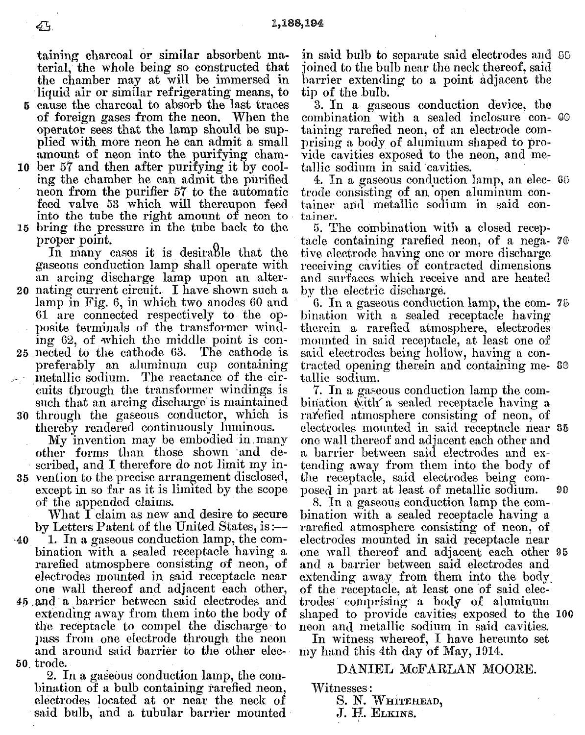taining charcoal or similar absorbent material, the whole being so constructed that the chamber may at will be immersed in liquid air or similar refrigerating means, to cause the charcoal to absorb the last traces of foreign gases from the neon. When the operator sees that the lamp should be supplied with more neon he can admit a small amount of neon into the purifying chamber 57 and then after purifying it by cooling the chamber he can admit the purified neon from the purifier 57 to the automatic feed valve 53 which will thereupon feed into the tube the right amount of neon to bring the pressure in the tube back to the proper point.

In many cases it is desirable that the gaseous conduction lamp shall operate with an arcing discharge lamp upon an alternating current circuit. I have shown such a lamp in Fig. 6, in which two anodes 60 and 61 are connected respectively to the opposite terminals of the transformer winding 62, of which the middle point is connected to the cathode 63. The cathode is preferably an aluminum cup containing metallic sodium. The reactance of the circuits through the transformer windings is such that an arcing discharge is maintained through the gaseous conductor, which is thereby rendered continuously luminous.

My invention may be embodied in many other forms than those shown and described, and I therefore do not limit my invention to the precise arrangement disclosed, except in so far as it is limited by the scope of the appended claims.

What I claim as new and desire to secure by Letters Patent of the United States, is:—

1. In a gaseous conduction lamp, the combination with a sealed receptacle having a rarefied atmosphere consisting of neon, of electrodes mounted in said receptacle near one wall thereof and adjacent each other, and a barrier between said electrodes and extending away from them into the body of the receptacle to compel the discharge to pass from one electrode through the neon and around said barrier to the other electrode.

2. In a gaseous conduction lamp, the combination of a bulb containing rarefied neon, electrodes located at or near the neck of said bulb, and a tubular barrier mounted in said bulb to separate said electrodes and joined to the bulb near the neck thereof, said barrier extending to a point adjacent the tip of the bulb.

3. In a gaseous conduction device, the combination with a sealed inclosure containing rarefied neon, of an electrode comprising a body of aluminum shaped to provide cavities exposed to the neon, and metallic sodium in said cavities.

4. In a gaseous conduction lamp, an electrode consisting of an open aluminum container and metallic sodium in said container.

5. The combination with a closed receptacle containing rarefied neon, of a negative electrode having one or more discharge receiving cavities of contracted dimensions and surfaces which receive and are heated by the electric discharge.

6. In a gaseous conduction lamp, the combination with a sealed receptacle having therein a rarefied atmosphere, electrodes mounted in said receptacle, at least one of said electrodes being hollow, having a contracted opening therein and containing metallic sodium.

7. In a gaseous conduction lamp the combination with a sealed receptacle having a rarefied atmosphere consisting of neon, of electrodes mounted in said receptacle near one wall thereof and adjacent each other and a barrier between said electrodes and extending away from them into the body of the receptacle, said electrodes being composed in part at least of metallic sodium.

8. In a gaseous conduction lamp the combination with a sealed receptacle having a rarefied atmosphere consisting of neon, of electrodes mounted in said receptacle near one wall thereof and adjacent each other and a barrier between said electrodes and extending away from them into the body of the receptacle, at least one of said electrodes comprising a body of aluminum shaped to provide cavities exposed to the neon and metallic sodium in said cavities.

In witness whereof, I have hereunto set my hand this 4th day of May, 1914.

DANIEL McFARLAN MOORE.

Witnesses:
S. N. WHITEHEAD,
J. H. ELKINS.